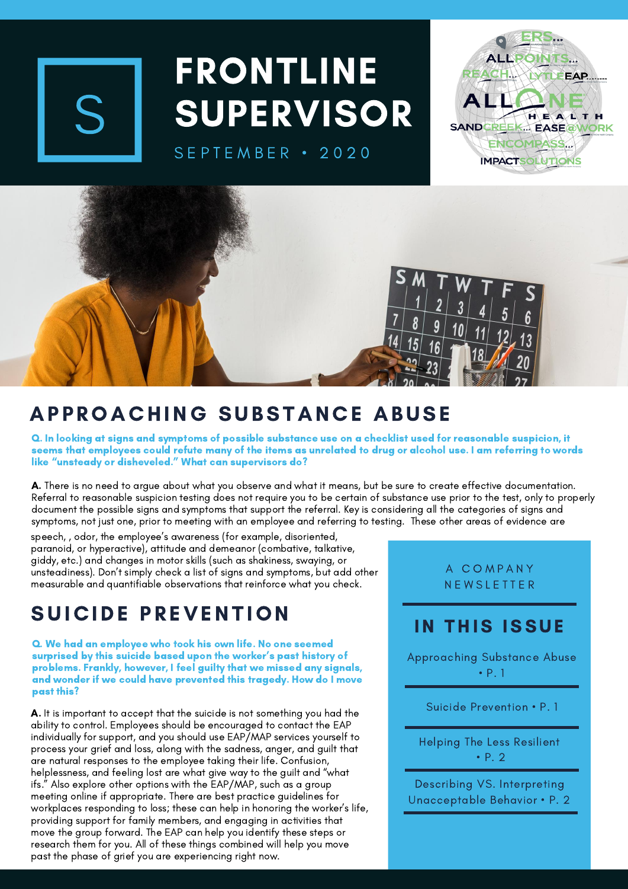# FRONTLINE SUPERVISOR

SEPTEMBER • 2020

## APPROACHING SUBSTANCE ABUSE

**Q. In looking at signs and symptoms of possible substance use on a checklist used for reasonable suspicion, it seems that employees could refute many of the items as unrelated to drug or alcohol use. I am referring to words like "unsteady or disheveled." What can supervisors do?**

**A.** There is no need to argue about what you observe and what it means, but be sure to create effective documentation. Referral to reasonable suspicion testing does not require you to be certain of substance use prior to the test, only to properly document the possible signs and symptoms that support the referral. Key is considering all the categories of signs and symptoms, not just one, prior to meeting with an employee and referring to testing. These other areas of evidence are speech, , odor, the employee's awareness (for example, disoriented, paranoid, or hyperactive), attitude and demeanor (combative, talkative, giddy, etc.) and changes in motor skills (such as shakiness, swaying, or unsteadiness). Don't simply check a list of signs and symptoms, but add other measurable and quantifiable observations that reinforce what you check.

## SUICIDE PREVENTION

**Q. We had an employee who took his own life. No one seemed surprised by this suicide based upon the worker's past history of problems. Frankly, however, I feel guilty that we missed any signals, and wonder if we could have prevented this tragedy. How do I move past this?**

**A.** It is important to accept that the suicide is not something you had the ability to control. Employees should be encouraged to contact the EAP individually for support, and you should use EAP/MAP services yourself to process your grief and loss, along with the sadness, anger, and guilt that are natural responses to the employee taking their life. Confusion, helplessness, and feeling lost are what give way to the guilt and "what ifs." Also explore other options with the EAP/MAP, such as a group meeting online if appropriate. There are best practice guidelines for workplaces responding to loss; these can help in honoring the worker's life, providing support for family members, and engaging in activities that move the group forward. The EAP can help you identify these steps or research them for you. All of these things combined will help you move past the phase of grief you are experiencing right now.

A COMPANY NEWSLETTER

## IN THIS ISSUE

- Approaching Substance Abuse • P. 1
- Suicide Prevention • P. 1
- Helping The Less Resilient • P. 2
- Describing VS. Interpreting Unacceptable Behavior • P. 2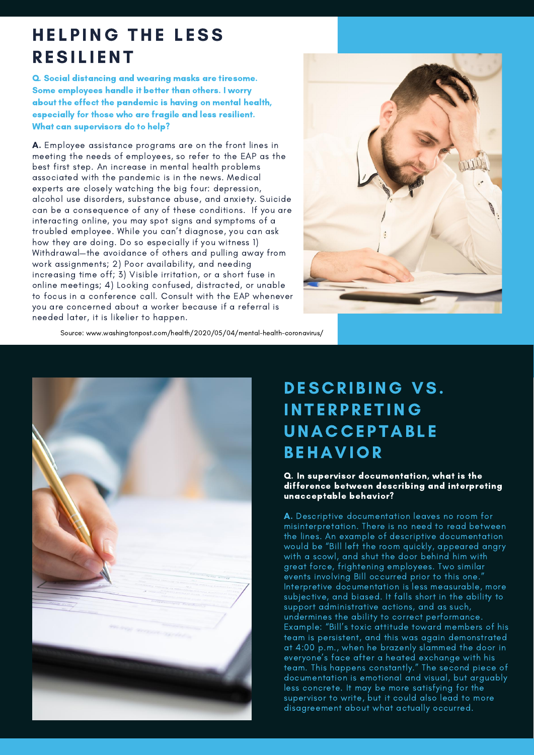# HELPING THE LESS RESILIENT

**Q. Social distancing and wearing masks are tiresome. Some employees handle it better than others. I worry about the effect the pandemic is having on mental health, especially for those who are fragile and less resilient. What can supervisors do to help?**

**A.** Employee assistance programs are on the front lines in meeting the needs of employees, so refer to the EAP as the best first step. An increase in mental health problems associated with the pandemic is in the news. Medical experts are closely watching the big four: depression, alcohol use disorders, substance abuse, and anxiety. Suicide can be a consequence of any of these conditions. If you are interacting online, you may spot signs and symptoms of a troubled employee. While you can't diagnose, you can ask how they are doing. Do so especially if you witness 1) Withdrawal—the avoidance of others and pulling away from work assignments; 2) Poor availability, and needing increasing time off; 3) Visible irritation, or a short fuse in online meetings; 4) Looking confused, distracted, or unable to focus in a conference call. Consult with the EAP whenever you are concerned about a worker because if a referral is needed later, it is likelier to happen.

Source: www.washingtonpost.com/health/2020/05/04/mental-health-coronavirus/

# DESCRIBING VS. INTERPRETING UNACCEPTABLE BEHAVIOR

**Q. In supervisor documentation, what is the difference between describing and interpreting unacceptable behavior?**

**A.** Descriptive documentation leaves no room for misinterpretation. There is no need to read between the lines. An example of descriptive documentation would be "Bill left the room quickly, appeared angry with a scowl, and shut the door behind him with great force, frightening employees. Two similar events involving Bill occurred prior to this one." Interpretive documentation is less measurable, more subjective, and biased. It falls short in the ability to support administrative actions, and as such, undermines the ability to correct performance. Example: "Bill's toxic attitude toward members of his team is persistent, and this was again demonstrated at 4:00 p.m., when he brazenly slammed the door in everyone's face after a heated exchange with his team. This happens constantly." The second piece of documentation is emotional and visual, but arguably less concrete. It may be more satisfying for the supervisor to write, but it could also lead to more disagreement about what actually occurred.